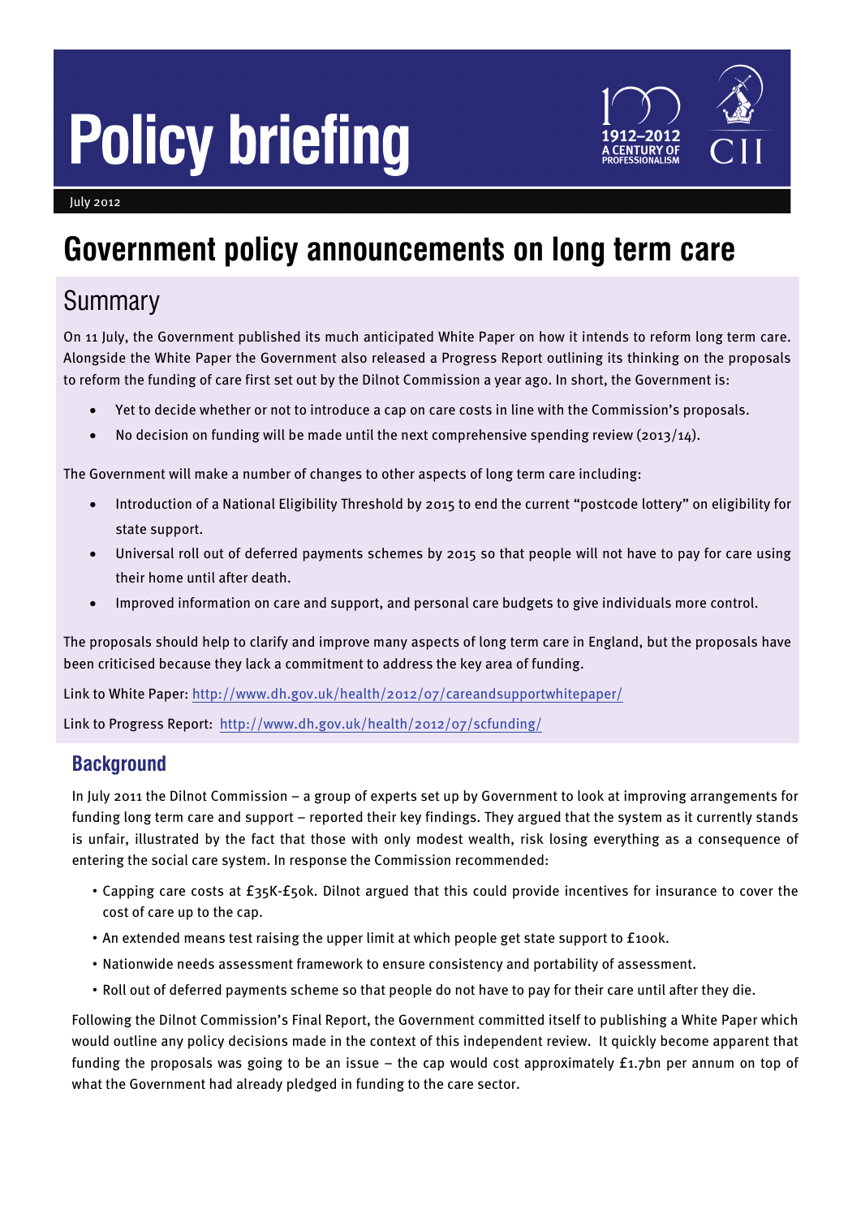# Policy briefing

July 2012

# Government policy announcements on long term care

## Summary

On 11 July, the Government published its much anticipated White Paper on how it intends to reform long term care. Alongside the White Paper the Government also released a Progress Report outlining its thinking on the proposals to reform the funding of care first set out by the Dilnot Commission a year ago. In short, the Government is:

- Yet to decide whether or not to introduce a cap on care costs in line with the Commission's proposals.
- No decision on funding will be made until the next comprehensive spending review (2013/14).

The Government will make a number of changes to other aspects of long term care including:

- Introduction of a National Eligibility Threshold by 2015 to end the current "postcode lottery" on eligibility for state support.
- Universal roll out of deferred payments schemes by 2015 so that people will not have to pay for care using their home until after death.
- Improved information on care and support, and personal care budgets to give individuals more control.

The proposals should help to clarify and improve many aspects of long term care in England, but the proposals have been criticised because they lack a commitment to address the key area of funding.

Link to White Paper: http://www.dh.gov.uk/health/2012/07/careandsupportwhitepaper/

Link to Progress Report: http://www.dh.gov.uk/health/2012/07/scfunding/

## Background

In July 2011 the Dilnot Commission – a group of experts set up by Government to look at improving arrangements for funding long term care and support – reported their key findings. They argued that the system as it currently stands is unfair, illustrated by the fact that those with only modest wealth, risk losing everything as a consequence of entering the social care system. In response the Commission recommended:

- Capping care costs at £35K-£50k. Dilnot argued that this could provide incentives for insurance to cover the cost of care up to the cap.
- An extended means test raising the upper limit at which people get state support to £100k.
- Nationwide needs assessment framework to ensure consistency and portability of assessment.
- Roll out of deferred payments scheme so that people do not have to pay for their care until after they die.

Following the Dilnot Commission's Final Report, the Government committed itself to publishing a White Paper which would outline any policy decisions made in the context of this independent review. It quickly become apparent that funding the proposals was going to be an issue – the cap would cost approximately £1.7bn per annum on top of what the Government had already pledged in funding to the care sector.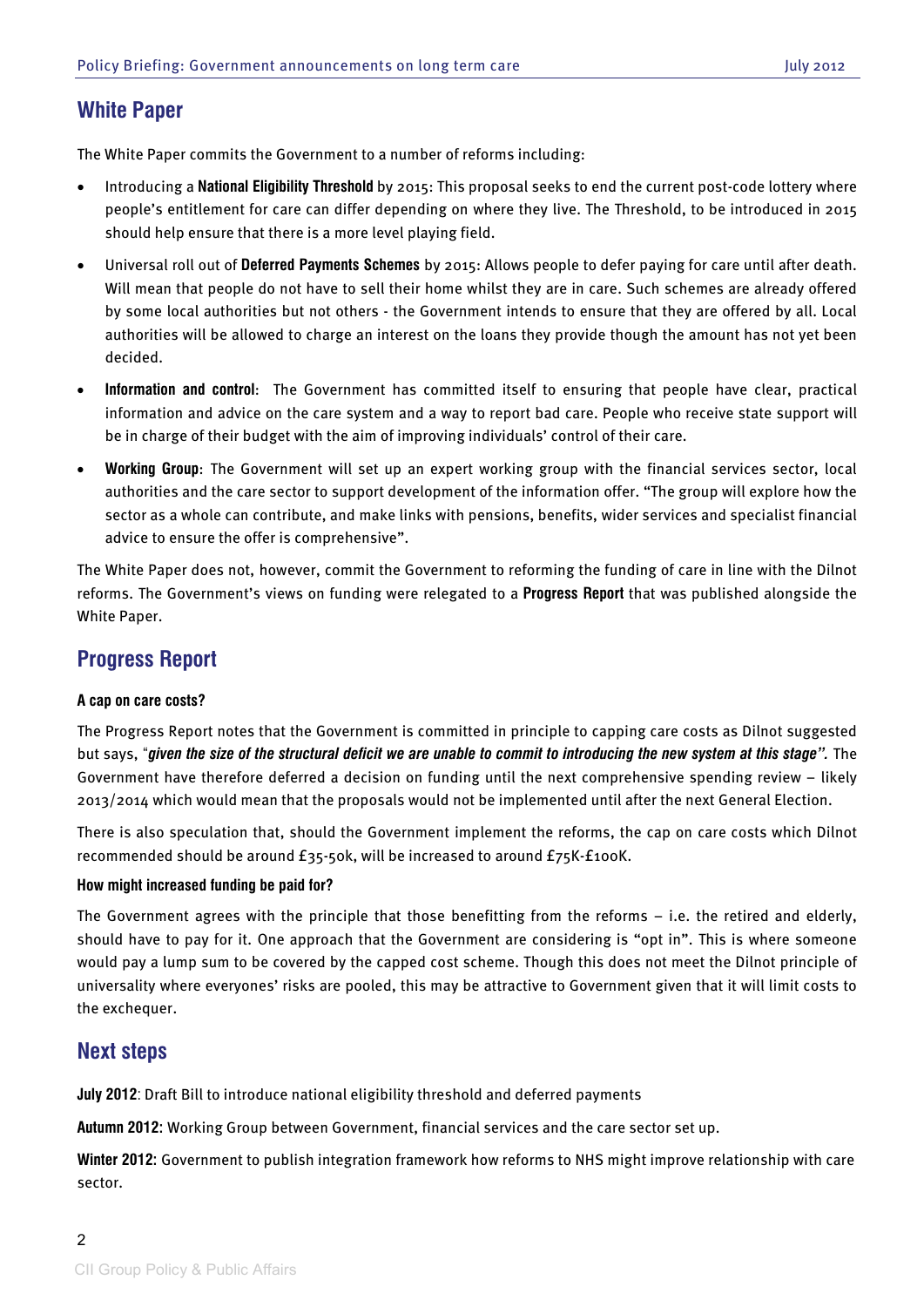## White Paper

The White Paper commits the Government to a number of reforms including:

- Introducing a **National Eligibility Threshold** by 2015: This proposal seeks to end the current post-code lottery where people's entitlement for care can differ depending on where they live. The Threshold, to be introduced in 2015 should help ensure that there is a more level playing field.
- Universal roll out of **Deferred Payments Schemes** by 2015: Allows people to defer paying for care until after death. Will mean that people do not have to sell their home whilst they are in care. Such schemes are already offered by some local authorities but not others - the Government intends to ensure that they are offered by all. Local authorities will be allowed to charge an interest on the loans they provide though the amount has not yet been decided.
- **Information and control**: The Government has committed itself to ensuring that people have clear, practical information and advice on the care system and a way to report bad care. People who receive state support will be in charge of their budget with the aim of improving individuals' control of their care.
- **Working Group**: The Government will set up an expert working group with the financial services sector, local authorities and the care sector to support development of the information offer. "The group will explore how the sector as a whole can contribute, and make links with pensions, benefits, wider services and specialist financial advice to ensure the offer is comprehensive".

The White Paper does not, however, commit the Government to reforming the funding of care in line with the Dilnot reforms. The Government's views on funding were relegated to a **Progress Report** that was published alongside the White Paper.

## Progress Report

#### A cap on care costs?

The Progress Report notes that the Government is committed in principle to capping care costs as Dilnot suggested but says, "***given the size of the structural deficit we are unable to commit to introducing the new system at this stage"***. The Government have therefore deferred a decision on funding until the next comprehensive spending review – likely 2013/2014 which would mean that the proposals would not be implemented until after the next General Election.

There is also speculation that, should the Government implement the reforms, the cap on care costs which Dilnot recommended should be around £35-50k, will be increased to around £75K-£100K.

#### How might increased funding be paid for?

The Government agrees with the principle that those benefitting from the reforms – i.e. the retired and elderly, should have to pay for it. One approach that the Government are considering is "opt in". This is where someone would pay a lump sum to be covered by the capped cost scheme. Though this does not meet the Dilnot principle of universality where everyones' risks are pooled, this may be attractive to Government given that it will limit costs to the exchequer.

## Next steps

**July 2012**: Draft Bill to introduce national eligibility threshold and deferred payments

**Autumn 2012**: Working Group between Government, financial services and the care sector set up.

**Winter 2012**: Government to publish integration framework how reforms to NHS might improve relationship with care sector.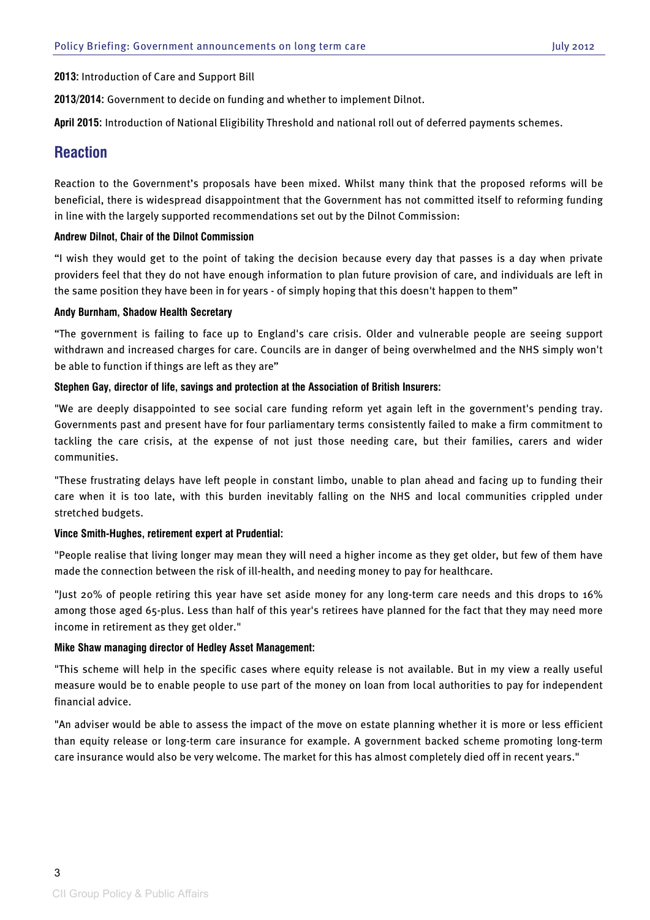**2013:** Introduction of Care and Support Bill

**2013/2014:** Government to decide on funding and whether to implement Dilnot.

**April 2015:** Introduction of National Eligibility Threshold and national roll out of deferred payments schemes.

## Reaction

Reaction to the Government's proposals have been mixed. Whilst many think that the proposed reforms will be beneficial, there is widespread disappointment that the Government has not committed itself to reforming funding in line with the largely supported recommendations set out by the Dilnot Commission:

**Andrew Dilnot, Chair of the Dilnot Commission**

"I wish they would get to the point of taking the decision because every day that passes is a day when private providers feel that they do not have enough information to plan future provision of care, and individuals are left in the same position they have been in for years - of simply hoping that this doesn't happen to them"

**Andy Burnham, Shadow Health Secretary**

"The government is failing to face up to England's care crisis. Older and vulnerable people are seeing support withdrawn and increased charges for care. Councils are in danger of being overwhelmed and the NHS simply won't be able to function if things are left as they are"

**Stephen Gay, director of life, savings and protection at the Association of British Insurers:**

"We are deeply disappointed to see social care funding reform yet again left in the government's pending tray. Governments past and present have for four parliamentary terms consistently failed to make a firm commitment to tackling the care crisis, at the expense of not just those needing care, but their families, carers and wider communities.

"These frustrating delays have left people in constant limbo, unable to plan ahead and facing up to funding their care when it is too late, with this burden inevitably falling on the NHS and local communities crippled under stretched budgets.

**Vince Smith-Hughes, retirement expert at Prudential:**

"People realise that living longer may mean they will need a higher income as they get older, but few of them have made the connection between the risk of ill-health, and needing money to pay for healthcare.

"Just 20% of people retiring this year have set aside money for any long-term care needs and this drops to 16% among those aged 65-plus. Less than half of this year's retirees have planned for the fact that they may need more income in retirement as they get older."

**Mike Shaw managing director of Hedley Asset Management:**

"This scheme will help in the specific cases where equity release is not available. But in my view a really useful measure would be to enable people to use part of the money on loan from local authorities to pay for independent financial advice.

"An adviser would be able to assess the impact of the move on estate planning whether it is more or less efficient than equity release or long-term care insurance for example. A government backed scheme promoting long-term care insurance would also be very welcome. The market for this has almost completely died off in recent years."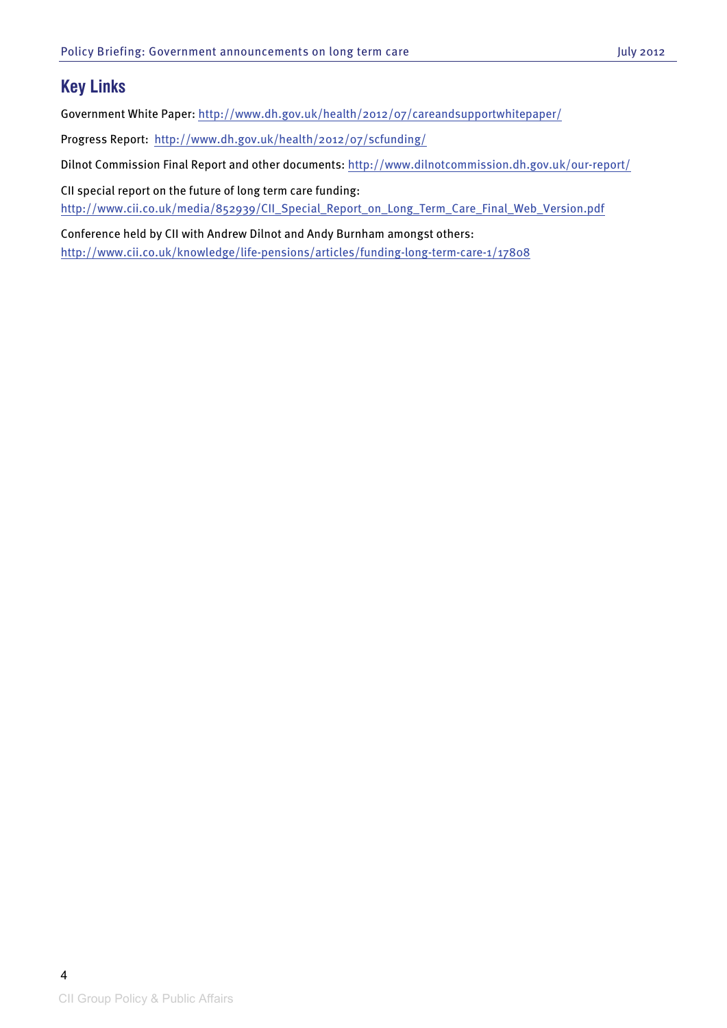## Key Links

Government White Paper: http://www.dh.gov.uk/health/2012/07/careandsupportwhitepaper/

Progress Report: http://www.dh.gov.uk/health/2012/07/scfunding/

Dilnot Commission Final Report and other documents: http://www.dilnotcommission.dh.gov.uk/our-report/

CII special report on the future of long term care funding:
http://www.cii.co.uk/media/852939/CII_Special_Report_on_Long_Term_Care_Final_Web_Version.pdf

Conference held by CII with Andrew Dilnot and Andy Burnham amongst others:
http://www.cii.co.uk/knowledge/life-pensions/articles/funding-long-term-care-1/17808